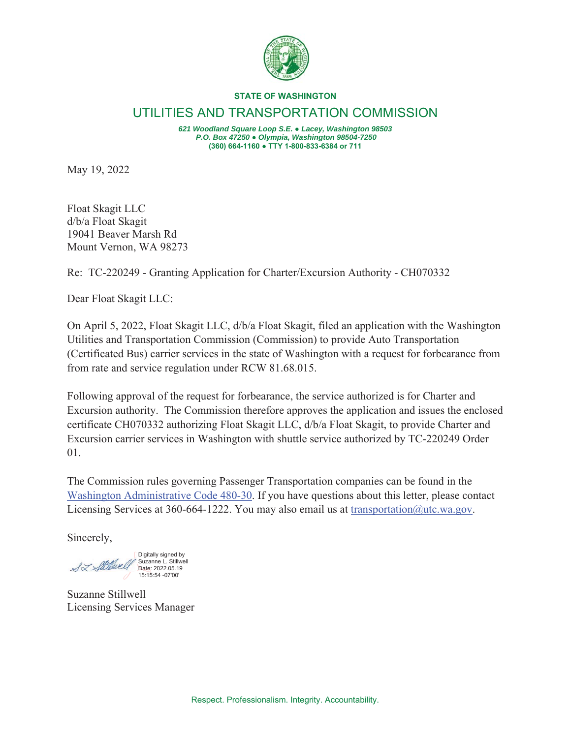**STATE OF WASHINGTON**

# UTILITIES AND TRANSPORTATION COMMISSION

***621 Woodland Square Loop S.E. ● Lacey, Washington 98503***
***P.O. Box 47250 ● Olympia, Washington 98504-7250***
**(360) 664-1160 ● TTY 1-800-833-6384 or 711**

May 19, 2022

Float Skagit LLC
d/b/a Float Skagit
19041 Beaver Marsh Rd
Mount Vernon, WA 98273

Re: TC-220249 - Granting Application for Charter/Excursion Authority - CH070332

Dear Float Skagit LLC:

On April 5, 2022, Float Skagit LLC, d/b/a Float Skagit, filed an application with the Washington Utilities and Transportation Commission (Commission) to provide Auto Transportation (Certificated Bus) carrier services in the state of Washington with a request for forbearance from from rate and service regulation under RCW 81.68.015.

Following approval of the request for forbearance, the service authorized is for Charter and Excursion authority. The Commission therefore approves the application and issues the enclosed certificate CH070332 authorizing Float Skagit LLC, d/b/a Float Skagit, to provide Charter and Excursion carrier services in Washington with shuttle service authorized by TC-220249 Order 01.

The Commission rules governing Passenger Transportation companies can be found in the Washington Administrative Code 480-30. If you have questions about this letter, please contact Licensing Services at 360-664-1222. You may also email us at transportation@utc.wa.gov.

Sincerely,

Digitally signed by Suzanne L. Stillwell
Date: 2022.05.19 15:15:54 -07'00'

Suzanne Stillwell
Licensing Services Manager

Respect. Professionalism. Integrity. Accountability.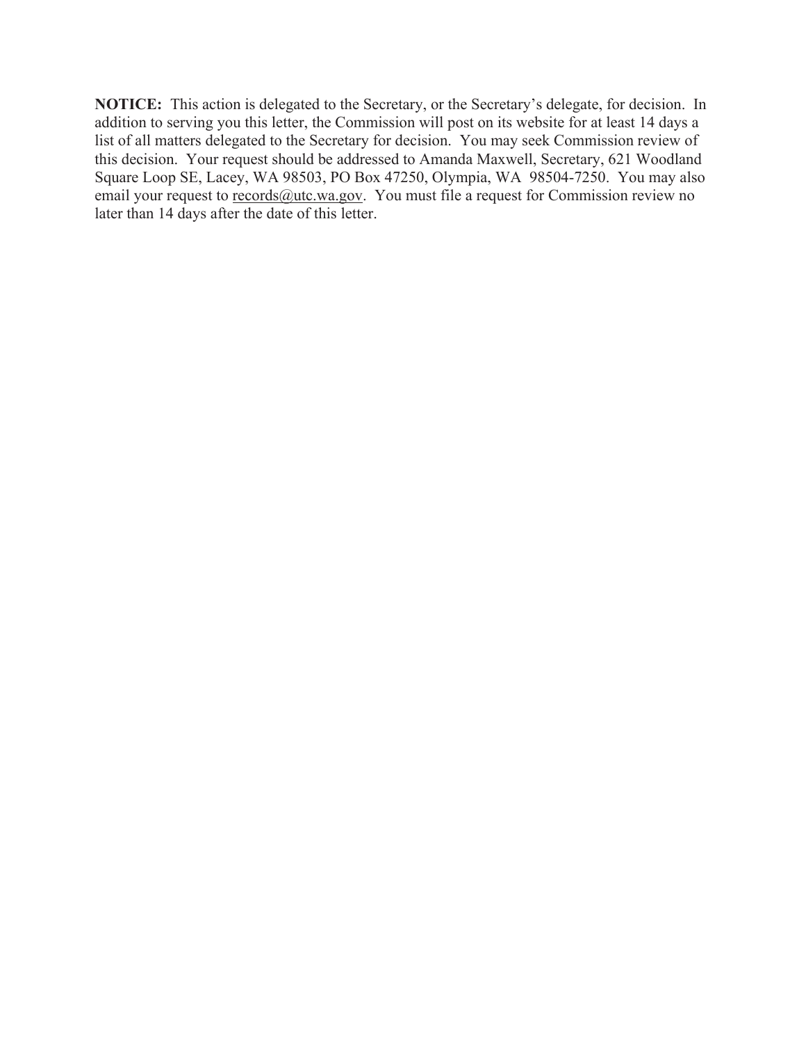**NOTICE:** This action is delegated to the Secretary, or the Secretary's delegate, for decision. In addition to serving you this letter, the Commission will post on its website for at least 14 days a list of all matters delegated to the Secretary for decision. You may seek Commission review of this decision. Your request should be addressed to Amanda Maxwell, Secretary, 621 Woodland Square Loop SE, Lacey, WA 98503, PO Box 47250, Olympia, WA 98504-7250. You may also email your request to records@utc.wa.gov. You must file a request for Commission review no later than 14 days after the date of this letter.